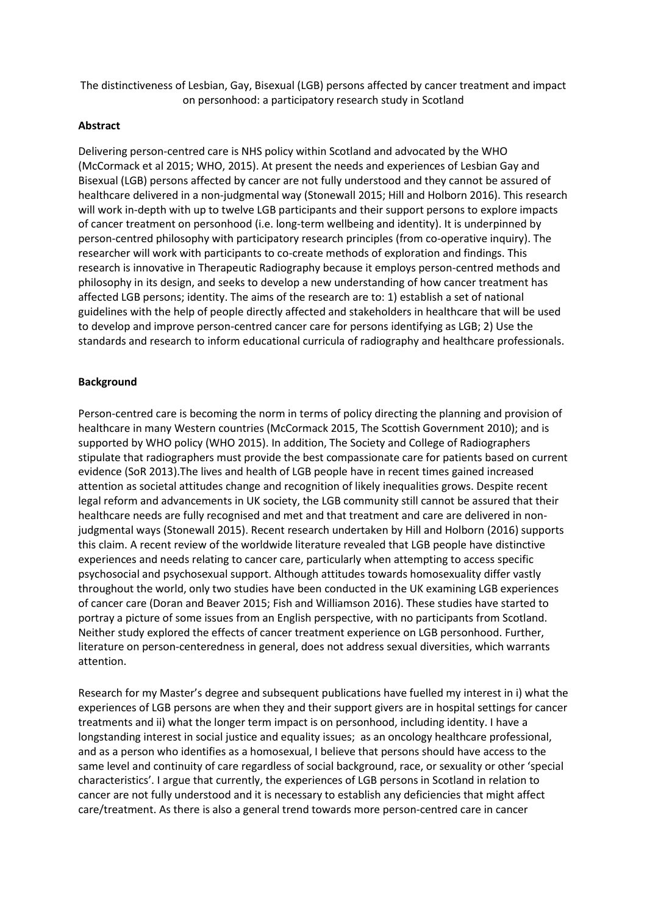The distinctiveness of Lesbian, Gay, Bisexual (LGB) persons affected by cancer treatment and impact on personhood: a participatory research study in Scotland

**Abstract**

Delivering person-centred care is NHS policy within Scotland and advocated by the WHO (McCormack et al 2015; WHO, 2015). At present the needs and experiences of Lesbian Gay and Bisexual (LGB) persons affected by cancer are not fully understood and they cannot be assured of healthcare delivered in a non-judgmental way (Stonewall 2015; Hill and Holborn 2016). This research will work in-depth with up to twelve LGB participants and their support persons to explore impacts of cancer treatment on personhood (i.e. long-term wellbeing and identity). It is underpinned by person-centred philosophy with participatory research principles (from co-operative inquiry). The researcher will work with participants to co-create methods of exploration and findings. This research is innovative in Therapeutic Radiography because it employs person-centred methods and philosophy in its design, and seeks to develop a new understanding of how cancer treatment has affected LGB persons; identity. The aims of the research are to: 1) establish a set of national guidelines with the help of people directly affected and stakeholders in healthcare that will be used to develop and improve person-centred cancer care for persons identifying as LGB; 2) Use the standards and research to inform educational curricula of radiography and healthcare professionals.

**Background**

Person-centred care is becoming the norm in terms of policy directing the planning and provision of healthcare in many Western countries (McCormack 2015, The Scottish Government 2010); and is supported by WHO policy (WHO 2015). In addition, The Society and College of Radiographers stipulate that radiographers must provide the best compassionate care for patients based on current evidence (SoR 2013).The lives and health of LGB people have in recent times gained increased attention as societal attitudes change and recognition of likely inequalities grows. Despite recent legal reform and advancements in UK society, the LGB community still cannot be assured that their healthcare needs are fully recognised and met and that treatment and care are delivered in non-judgmental ways (Stonewall 2015). Recent research undertaken by Hill and Holborn (2016) supports this claim. A recent review of the worldwide literature revealed that LGB people have distinctive experiences and needs relating to cancer care, particularly when attempting to access specific psychosocial and psychosexual support. Although attitudes towards homosexuality differ vastly throughout the world, only two studies have been conducted in the UK examining LGB experiences of cancer care (Doran and Beaver 2015; Fish and Williamson 2016). These studies have started to portray a picture of some issues from an English perspective, with no participants from Scotland. Neither study explored the effects of cancer treatment experience on LGB personhood. Further, literature on person-centeredness in general, does not address sexual diversities, which warrants attention.

Research for my Master's degree and subsequent publications have fuelled my interest in i) what the experiences of LGB persons are when they and their support givers are in hospital settings for cancer treatments and ii) what the longer term impact is on personhood, including identity. I have a longstanding interest in social justice and equality issues; as an oncology healthcare professional, and as a person who identifies as a homosexual, I believe that persons should have access to the same level and continuity of care regardless of social background, race, or sexuality or other 'special characteristics'. I argue that currently, the experiences of LGB persons in Scotland in relation to cancer are not fully understood and it is necessary to establish any deficiencies that might affect care/treatment. As there is also a general trend towards more person-centred care in cancer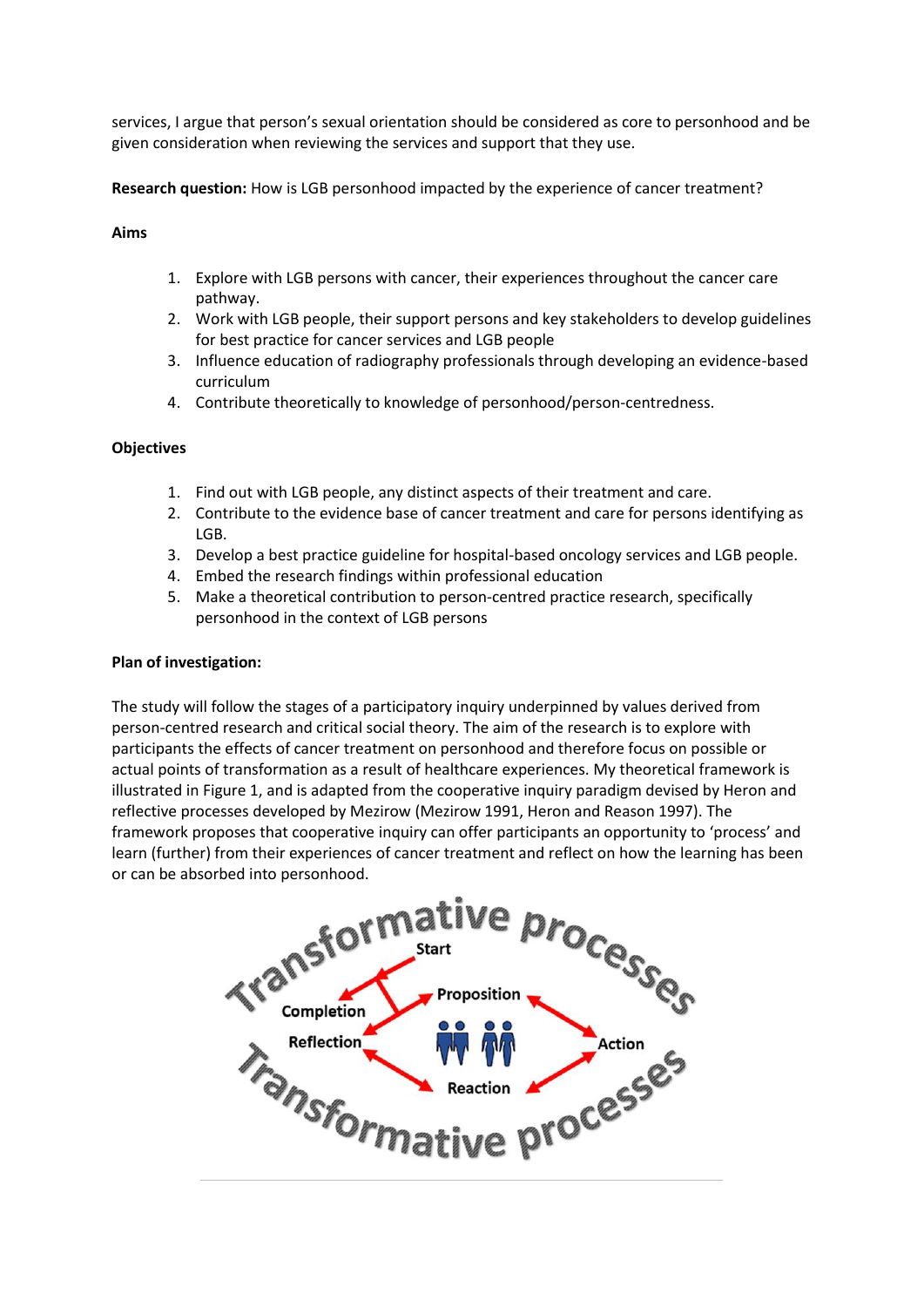services, I argue that person's sexual orientation should be considered as core to personhood and be given consideration when reviewing the services and support that they use.

**Research question:** How is LGB personhood impacted by the experience of cancer treatment?

**Aims**

1. Explore with LGB persons with cancer, their experiences throughout the cancer care pathway.
2. Work with LGB people, their support persons and key stakeholders to develop guidelines for best practice for cancer services and LGB people
3. Influence education of radiography professionals through developing an evidence-based curriculum
4. Contribute theoretically to knowledge of personhood/person-centredness.

**Objectives**

1. Find out with LGB people, any distinct aspects of their treatment and care.
2. Contribute to the evidence base of cancer treatment and care for persons identifying as LGB.
3. Develop a best practice guideline for hospital-based oncology services and LGB people.
4. Embed the research findings within professional education
5. Make a theoretical contribution to person-centred practice research, specifically personhood in the context of LGB persons

**Plan of investigation:**

The study will follow the stages of a participatory inquiry underpinned by values derived from person-centred research and critical social theory. The aim of the research is to explore with participants the effects of cancer treatment on personhood and therefore focus on possible or actual points of transformation as a result of healthcare experiences. My theoretical framework is illustrated in Figure 1, and is adapted from the cooperative inquiry paradigm devised by Heron and reflective processes developed by Mezirow (Mezirow 1991, Heron and Reason 1997). The framework proposes that cooperative inquiry can offer participants an opportunity to 'process' and learn (further) from their experiences of cancer treatment and reflect on how the learning has been or can be absorbed into personhood.

Transformative processes

Start

Completion

Proposition

Reflection

Action

Reaction

Transformative processes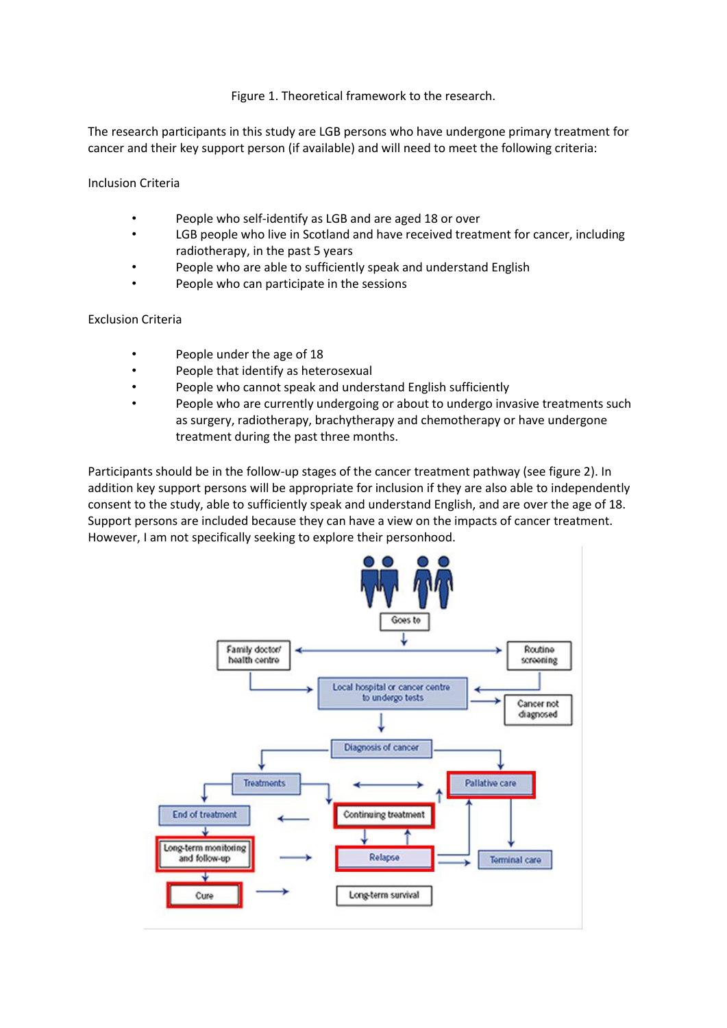Figure 1. Theoretical framework to the research.

The research participants in this study are LGB persons who have undergone primary treatment for cancer and their key support person (if available) and will need to meet the following criteria:

Inclusion Criteria

- People who self-identify as LGB and are aged 18 or over
- LGB people who live in Scotland and have received treatment for cancer, including radiotherapy, in the past 5 years
- People who are able to sufficiently speak and understand English
- People who can participate in the sessions

Exclusion Criteria

- People under the age of 18
- People that identify as heterosexual
- People who cannot speak and understand English sufficiently
- People who are currently undergoing or about to undergo invasive treatments such as surgery, radiotherapy, brachytherapy and chemotherapy or have undergone treatment during the past three months.

Participants should be in the follow-up stages of the cancer treatment pathway (see figure 2). In addition key support persons will be appropriate for inclusion if they are also able to independently consent to the study, able to sufficiently speak and understand English, and are over the age of 18. Support persons are included because they can have a view on the impacts of cancer treatment. However, I am not specifically seeking to explore their personhood.

Goes to

Family doctor/ health centre

Routine screening

Local hospital or cancer centre to undergo tests

Cancer not diagnosed

Diagnosis of cancer

Treatments

Palliative care

End of treatment

Continuing treatment

Long-term monitoring and follow-up

Relapse

Terminal care

Cure

Long-term survival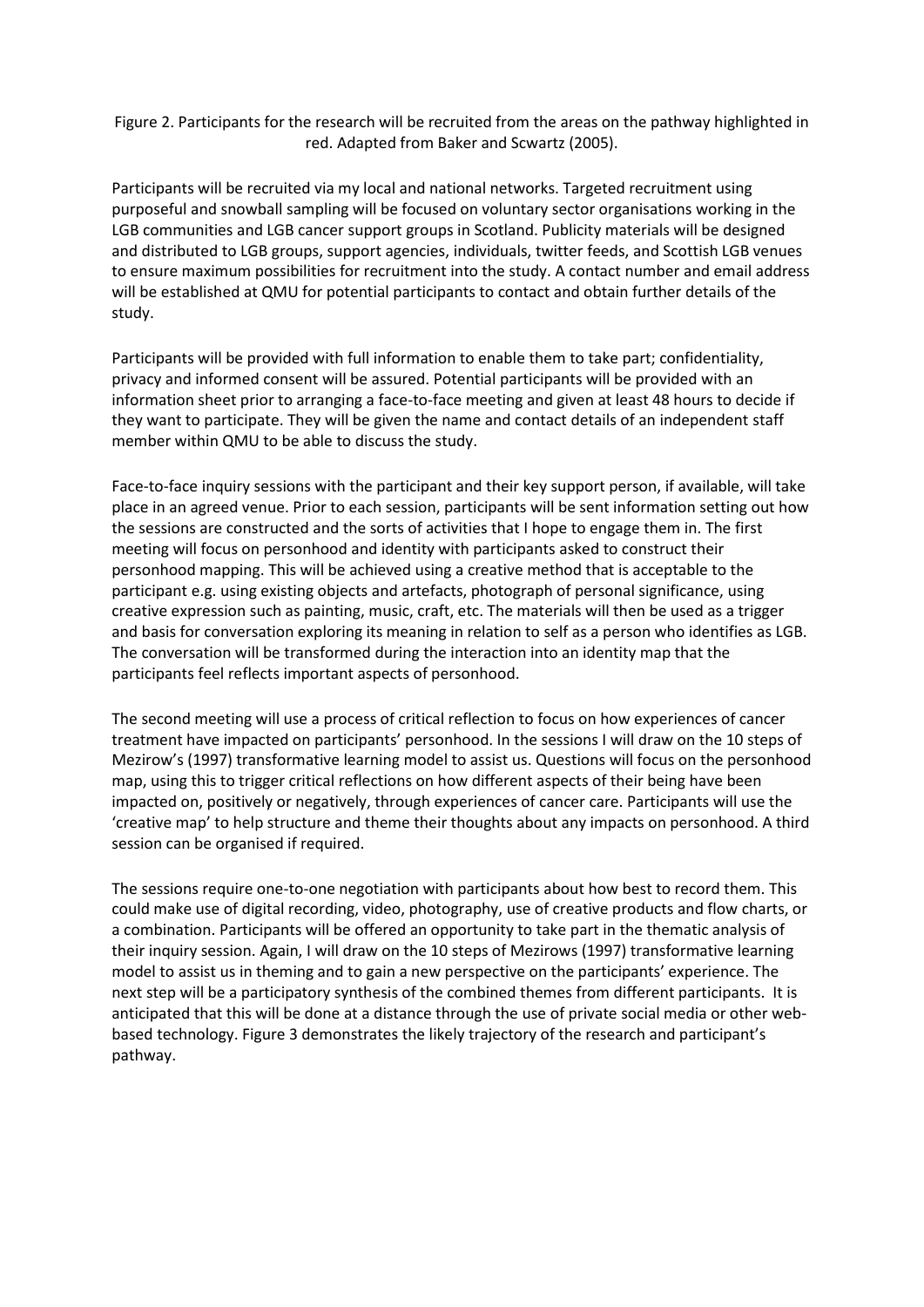Figure 2. Participants for the research will be recruited from the areas on the pathway highlighted in red. Adapted from Baker and Scwartz (2005).

Participants will be recruited via my local and national networks. Targeted recruitment using purposeful and snowball sampling will be focused on voluntary sector organisations working in the LGB communities and LGB cancer support groups in Scotland. Publicity materials will be designed and distributed to LGB groups, support agencies, individuals, twitter feeds, and Scottish LGB venues to ensure maximum possibilities for recruitment into the study. A contact number and email address will be established at QMU for potential participants to contact and obtain further details of the study.

Participants will be provided with full information to enable them to take part; confidentiality, privacy and informed consent will be assured. Potential participants will be provided with an information sheet prior to arranging a face-to-face meeting and given at least 48 hours to decide if they want to participate. They will be given the name and contact details of an independent staff member within QMU to be able to discuss the study.

Face-to-face inquiry sessions with the participant and their key support person, if available, will take place in an agreed venue. Prior to each session, participants will be sent information setting out how the sessions are constructed and the sorts of activities that I hope to engage them in. The first meeting will focus on personhood and identity with participants asked to construct their personhood mapping. This will be achieved using a creative method that is acceptable to the participant e.g. using existing objects and artefacts, photograph of personal significance, using creative expression such as painting, music, craft, etc. The materials will then be used as a trigger and basis for conversation exploring its meaning in relation to self as a person who identifies as LGB. The conversation will be transformed during the interaction into an identity map that the participants feel reflects important aspects of personhood.

The second meeting will use a process of critical reflection to focus on how experiences of cancer treatment have impacted on participants' personhood. In the sessions I will draw on the 10 steps of Mezirow's (1997) transformative learning model to assist us. Questions will focus on the personhood map, using this to trigger critical reflections on how different aspects of their being have been impacted on, positively or negatively, through experiences of cancer care. Participants will use the 'creative map' to help structure and theme their thoughts about any impacts on personhood. A third session can be organised if required.

The sessions require one-to-one negotiation with participants about how best to record them. This could make use of digital recording, video, photography, use of creative products and flow charts, or a combination. Participants will be offered an opportunity to take part in the thematic analysis of their inquiry session. Again, I will draw on the 10 steps of Mezirows (1997) transformative learning model to assist us in theming and to gain a new perspective on the participants' experience. The next step will be a participatory synthesis of the combined themes from different participants. It is anticipated that this will be done at a distance through the use of private social media or other web-based technology. Figure 3 demonstrates the likely trajectory of the research and participant's pathway.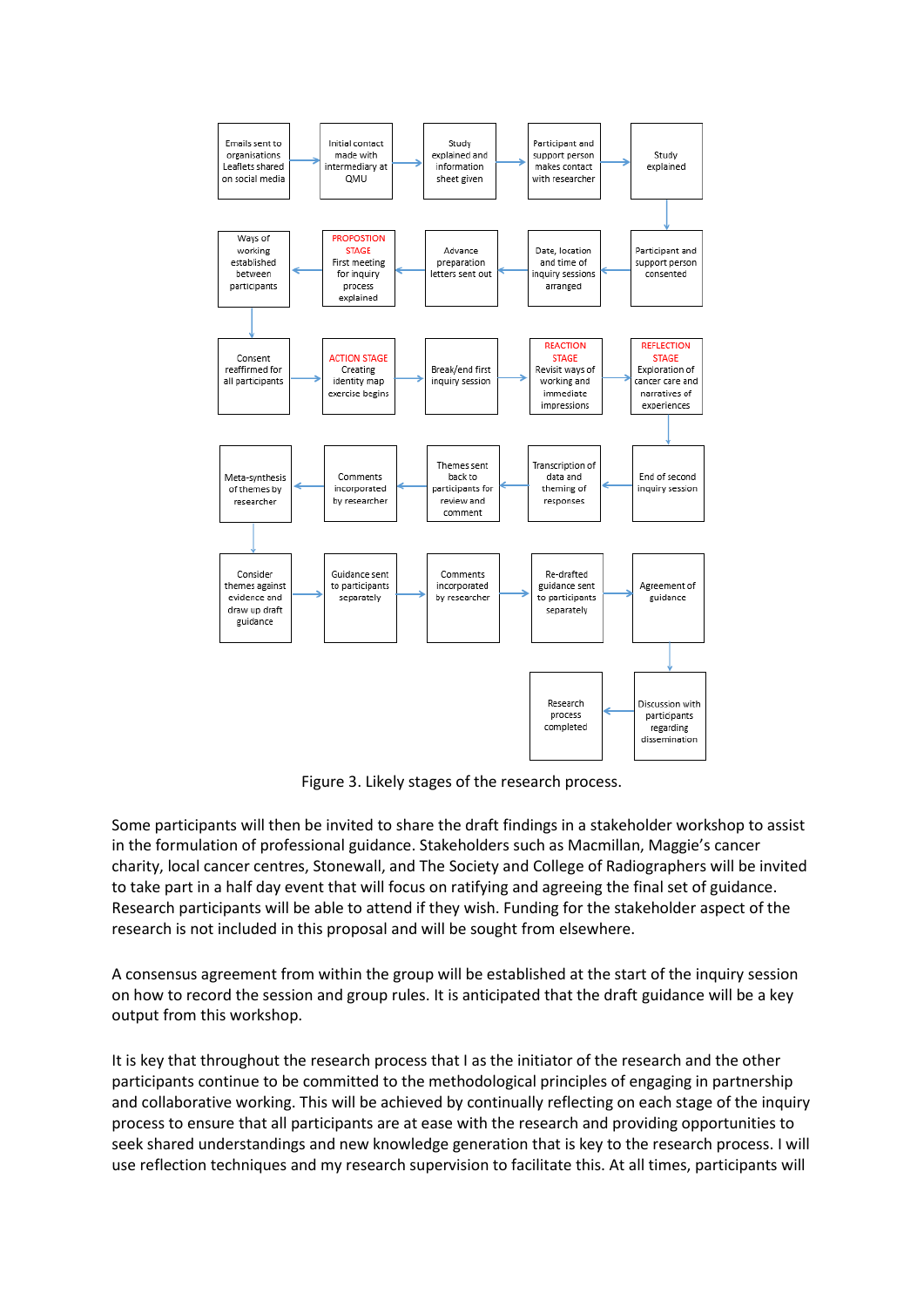1. Emails sent to organisations Leaflets shared on social media
2. Initial contact made with intermediary at QMU
3. Study explained and information sheet given
4. Participant and support person makes contact with researcher
5. Study explained
6. Participant and support person consented
7. Date, location and time of inquiry sessions arranged
8. Advance preparation letters sent out
9. PROPOSTION STAGE First meeting for inquiry process explained
10. Ways of working established between participants
11. Consent reaffirmed for all participants
12. ACTION STAGE Creating identity map exercise begins
13. Break/end first inquiry session
14. REACTION STAGE Revisit ways of working and immediate impressions
15. REFLECTION STAGE Exploration of cancer care and narratives of experiences
16. End of second inquiry session
17. Transcription of data and theming of responses
18. Themes sent back to participants for review and comment
19. Comments incorporated by researcher
20. Meta-synthesis of themes by researcher
21. Consider themes against evidence and draw up draft guidance
22. Guidance sent to participants separately
23. Comments incorporated by researcher
24. Re-drafted guidance sent to participants separately
25. Agreement of guidance
26. Discussion with participants regarding dissemination
27. Research process completed

Figure 3. Likely stages of the research process.

Some participants will then be invited to share the draft findings in a stakeholder workshop to assist in the formulation of professional guidance. Stakeholders such as Macmillan, Maggie's cancer charity, local cancer centres, Stonewall, and The Society and College of Radiographers will be invited to take part in a half day event that will focus on ratifying and agreeing the final set of guidance. Research participants will be able to attend if they wish. Funding for the stakeholder aspect of the research is not included in this proposal and will be sought from elsewhere.

A consensus agreement from within the group will be established at the start of the inquiry session on how to record the session and group rules. It is anticipated that the draft guidance will be a key output from this workshop.

It is key that throughout the research process that I as the initiator of the research and the other participants continue to be committed to the methodological principles of engaging in partnership and collaborative working. This will be achieved by continually reflecting on each stage of the inquiry process to ensure that all participants are at ease with the research and providing opportunities to seek shared understandings and new knowledge generation that is key to the research process. I will use reflection techniques and my research supervision to facilitate this. At all times, participants will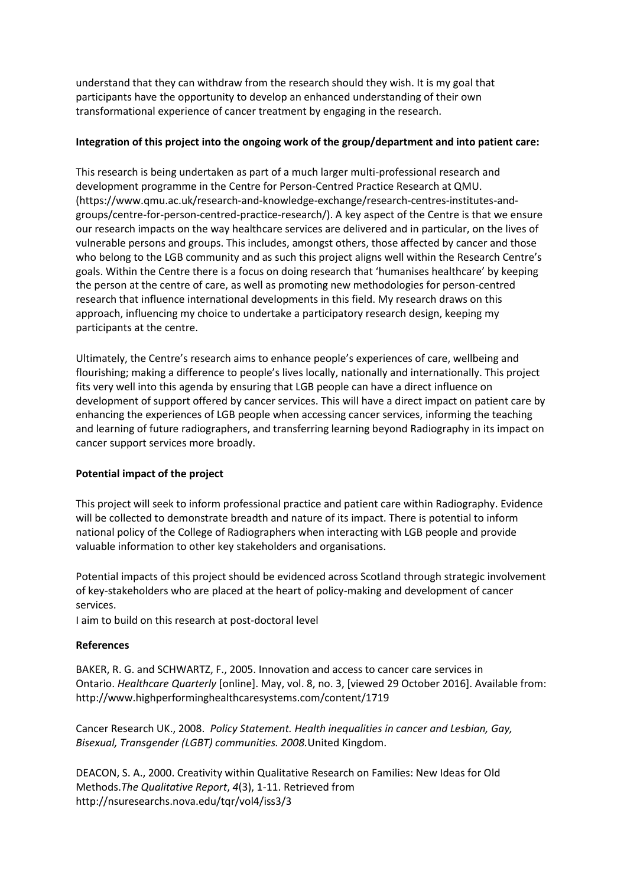understand that they can withdraw from the research should they wish. It is my goal that participants have the opportunity to develop an enhanced understanding of their own transformational experience of cancer treatment by engaging in the research.

**Integration of this project into the ongoing work of the group/department and into patient care:**

This research is being undertaken as part of a much larger multi-professional research and development programme in the Centre for Person-Centred Practice Research at QMU. (https://www.qmu.ac.uk/research-and-knowledge-exchange/research-centres-institutes-and-groups/centre-for-person-centred-practice-research/). A key aspect of the Centre is that we ensure our research impacts on the way healthcare services are delivered and in particular, on the lives of vulnerable persons and groups. This includes, amongst others, those affected by cancer and those who belong to the LGB community and as such this project aligns well within the Research Centre's goals. Within the Centre there is a focus on doing research that 'humanises healthcare' by keeping the person at the centre of care, as well as promoting new methodologies for person-centred research that influence international developments in this field. My research draws on this approach, influencing my choice to undertake a participatory research design, keeping my participants at the centre.

Ultimately, the Centre's research aims to enhance people's experiences of care, wellbeing and flourishing; making a difference to people's lives locally, nationally and internationally. This project fits very well into this agenda by ensuring that LGB people can have a direct influence on development of support offered by cancer services. This will have a direct impact on patient care by enhancing the experiences of LGB people when accessing cancer services, informing the teaching and learning of future radiographers, and transferring learning beyond Radiography in its impact on cancer support services more broadly.

**Potential impact of the project**

This project will seek to inform professional practice and patient care within Radiography. Evidence will be collected to demonstrate breadth and nature of its impact. There is potential to inform national policy of the College of Radiographers when interacting with LGB people and provide valuable information to other key stakeholders and organisations.

Potential impacts of this project should be evidenced across Scotland through strategic involvement of key-stakeholders who are placed at the heart of policy-making and development of cancer services.

I aim to build on this research at post-doctoral level

**References**

BAKER, R. G. and SCHWARTZ, F., 2005. Innovation and access to cancer care services in Ontario. *Healthcare Quarterly* [online]. May, vol. 8, no. 3, [viewed 29 October 2016]. Available from: http://www.highperforminghealthcaresystems.com/content/1719

Cancer Research UK., 2008. *Policy Statement. Health inequalities in cancer and Lesbian, Gay, Bisexual, Transgender (LGBT) communities. 2008.* United Kingdom.

DEACON, S. A., 2000. Creativity within Qualitative Research on Families: New Ideas for Old Methods. *The Qualitative Report*, *4*(3), 1-11. Retrieved from http://nsuresearchs.nova.edu/tqr/vol4/iss3/3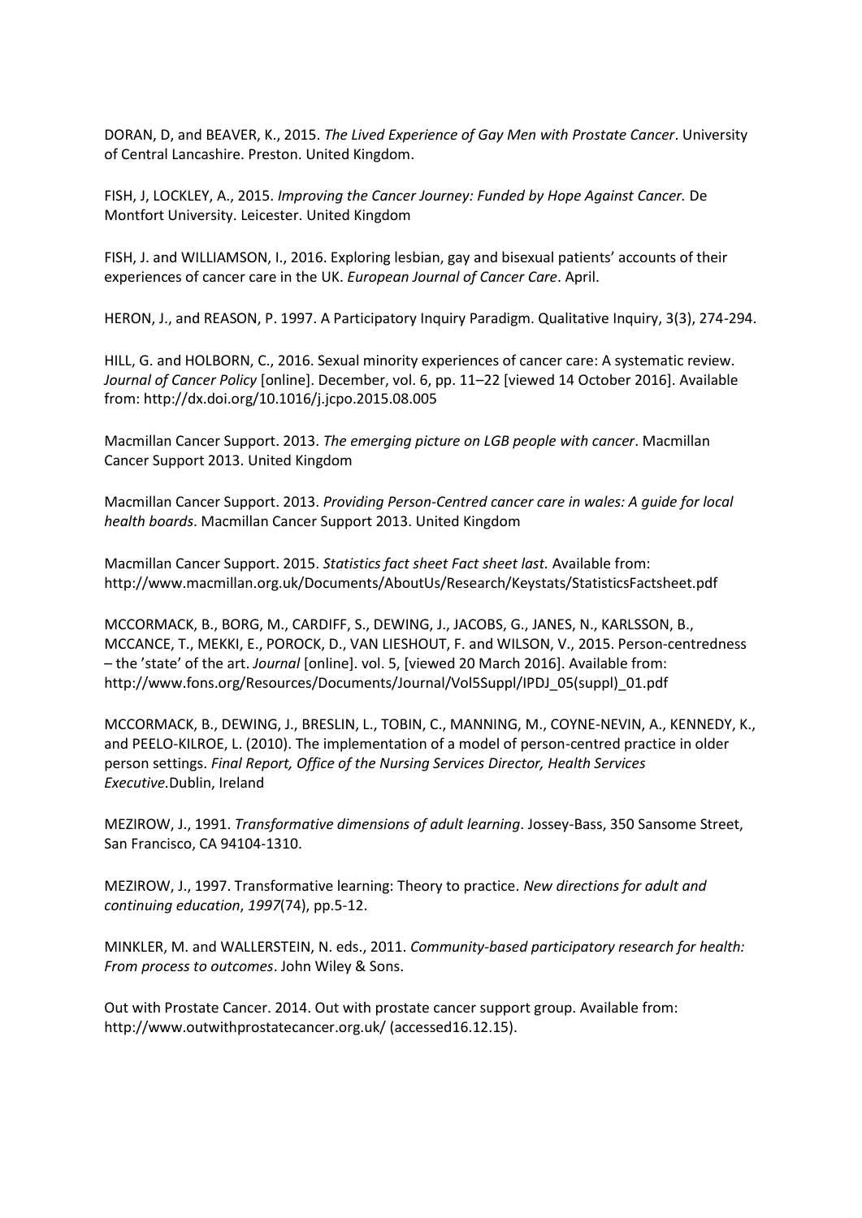DORAN, D, and BEAVER, K., 2015. *The Lived Experience of Gay Men with Prostate Cancer*. University of Central Lancashire. Preston. United Kingdom.

FISH, J, LOCKLEY, A., 2015. *Improving the Cancer Journey: Funded by Hope Against Cancer.* De Montfort University. Leicester. United Kingdom

FISH, J. and WILLIAMSON, I., 2016. Exploring lesbian, gay and bisexual patients' accounts of their experiences of cancer care in the UK. *European Journal of Cancer Care*. April.

HERON, J., and REASON, P. 1997. A Participatory Inquiry Paradigm. Qualitative Inquiry, 3(3), 274-294.

HILL, G. and HOLBORN, C., 2016. Sexual minority experiences of cancer care: A systematic review. *Journal of Cancer Policy* [online]. December, vol. 6, pp. 11–22 [viewed 14 October 2016]. Available from: http://dx.doi.org/10.1016/j.jcpo.2015.08.005

Macmillan Cancer Support. 2013. *The emerging picture on LGB people with cancer*. Macmillan Cancer Support 2013. United Kingdom

Macmillan Cancer Support. 2013. *Providing Person-Centred cancer care in wales: A guide for local health boards*. Macmillan Cancer Support 2013. United Kingdom

Macmillan Cancer Support. 2015. *Statistics fact sheet Fact sheet last.* Available from: http://www.macmillan.org.uk/Documents/AboutUs/Research/Keystats/StatisticsFactsheet.pdf

MCCORMACK, B., BORG, M., CARDIFF, S., DEWING, J., JACOBS, G., JANES, N., KARLSSON, B., MCCANCE, T., MEKKI, E., POROCK, D., VAN LIESHOUT, F. and WILSON, V., 2015. Person-centredness – the 'state' of the art. *Journal* [online]. vol. 5, [viewed 20 March 2016]. Available from: http://www.fons.org/Resources/Documents/Journal/Vol5Suppl/IPDJ_05(suppl)_01.pdf

MCCORMACK, B., DEWING, J., BRESLIN, L., TOBIN, C., MANNING, M., COYNE-NEVIN, A., KENNEDY, K., and PEELO-KILROE, L. (2010). The implementation of a model of person-centred practice in older person settings. *Final Report, Office of the Nursing Services Director, Health Services Executive.*Dublin, Ireland

MEZIROW, J., 1991. *Transformative dimensions of adult learning*. Jossey-Bass, 350 Sansome Street, San Francisco, CA 94104-1310.

MEZIROW, J., 1997. Transformative learning: Theory to practice. *New directions for adult and continuing education*, *1997*(74), pp.5-12.

MINKLER, M. and WALLERSTEIN, N. eds., 2011. *Community-based participatory research for health: From process to outcomes*. John Wiley & Sons.

Out with Prostate Cancer. 2014. Out with prostate cancer support group. Available from: http://www.outwithprostatecancer.org.uk/ (accessed16.12.15).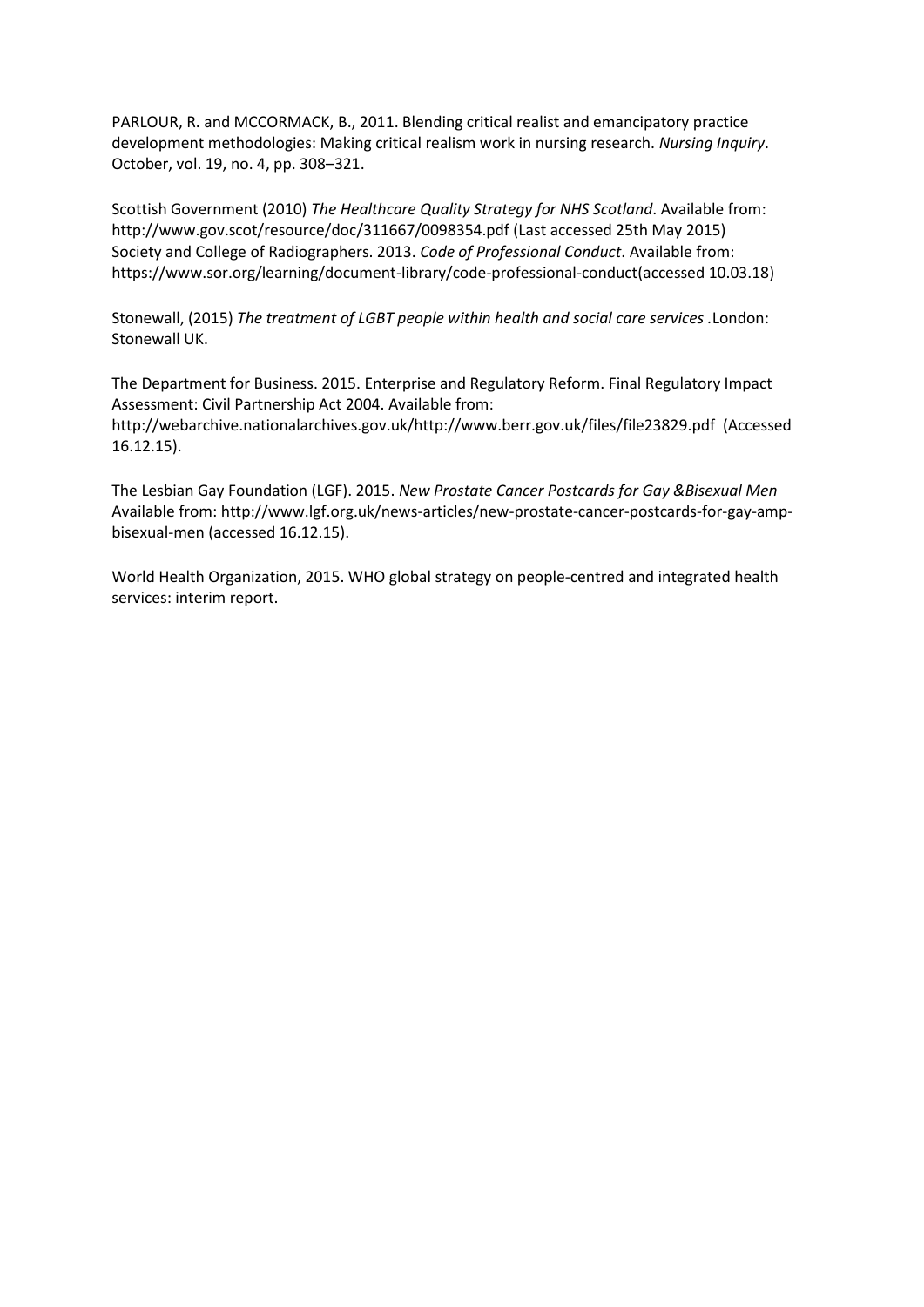PARLOUR, R. and MCCORMACK, B., 2011. Blending critical realist and emancipatory practice development methodologies: Making critical realism work in nursing research. *Nursing Inquiry*. October, vol. 19, no. 4, pp. 308–321.

Scottish Government (2010) *The Healthcare Quality Strategy for NHS Scotland*. Available from: http://www.gov.scot/resource/doc/311667/0098354.pdf (Last accessed 25th May 2015)
Society and College of Radiographers. 2013. *Code of Professional Conduct*. Available from: https://www.sor.org/learning/document-library/code-professional-conduct(accessed 10.03.18)

Stonewall, (2015) *The treatment of LGBT people within health and social care services* .London: Stonewall UK.

The Department for Business. 2015. Enterprise and Regulatory Reform. Final Regulatory Impact Assessment: Civil Partnership Act 2004. Available from: http://webarchive.nationalarchives.gov.uk/http://www.berr.gov.uk/files/file23829.pdf (Accessed 16.12.15).

The Lesbian Gay Foundation (LGF). 2015. *New Prostate Cancer Postcards for Gay &Bisexual Men* Available from: http://www.lgf.org.uk/news-articles/new-prostate-cancer-postcards-for-gay-amp-bisexual-men (accessed 16.12.15).

World Health Organization, 2015. WHO global strategy on people-centred and integrated health services: interim report.